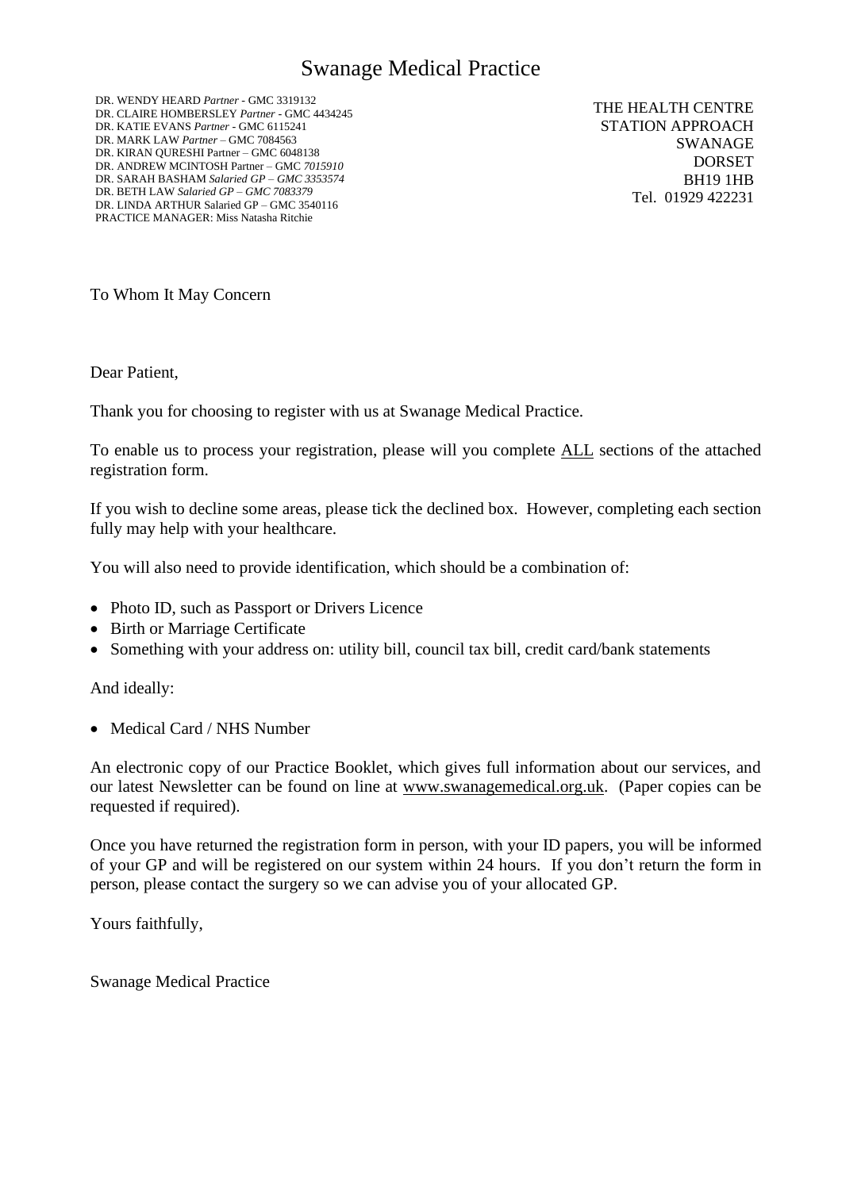# Swanage Medical Practice

DR. WENDY HEARD *Partner* - GMC 3319132
DR. CLAIRE HOMBERSLEY *Partner* - GMC 4434245
DR. KATIE EVANS *Partner* - GMC 6115241
DR. MARK LAW *Partner* – GMC 7084563
DR. KIRAN QURESHI Partner – GMC 6048138
DR. ANDREW MCINTOSH Partner – GMC *7015910*
DR. SARAH BASHAM *Salaried GP – GMC 3353574*
DR. BETH LAW *Salaried GP – GMC 7083379*
DR. LINDA ARTHUR Salaried GP – GMC 3540116
PRACTICE MANAGER: Miss Natasha Ritchie

THE HEALTH CENTRE
STATION APPROACH
SWANAGE
DORSET
BH19 1HB
Tel. 01929 422231

To Whom It May Concern

Dear Patient,

Thank you for choosing to register with us at Swanage Medical Practice.

To enable us to process your registration, please will you complete ALL sections of the attached registration form.

If you wish to decline some areas, please tick the declined box. However, completing each section fully may help with your healthcare.

You will also need to provide identification, which should be a combination of:

- Photo ID, such as Passport or Drivers Licence
- Birth or Marriage Certificate
- Something with your address on: utility bill, council tax bill, credit card/bank statements

And ideally:

- Medical Card / NHS Number

An electronic copy of our Practice Booklet, which gives full information about our services, and our latest Newsletter can be found on line at www.swanagemedical.org.uk. (Paper copies can be requested if required).

Once you have returned the registration form in person, with your ID papers, you will be informed of your GP and will be registered on our system within 24 hours. If you don't return the form in person, please contact the surgery so we can advise you of your allocated GP.

Yours faithfully,

Swanage Medical Practice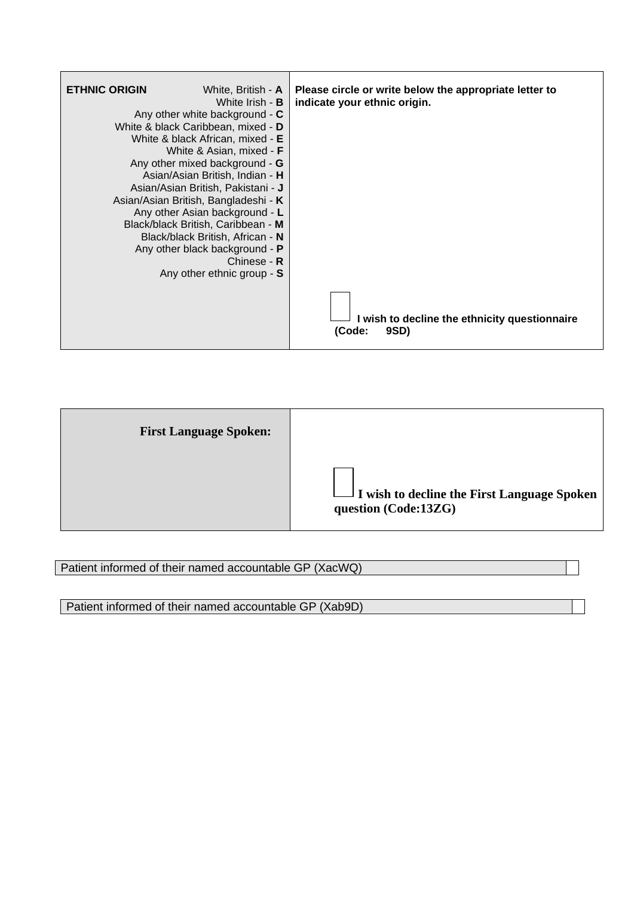| **ETHNIC ORIGIN** White, British - **A**<br>White Irish - **B**<br>Any other white background - **C**<br>White & black Caribbean, mixed - **D**<br>White & black African, mixed - **E**<br>White & Asian, mixed - **F**<br>Any other mixed background - **G**<br>Asian/Asian British, Indian - **H**<br>Asian/Asian British, Pakistani - **J**<br>Asian/Asian British, Bangladeshi - **K**<br>Any other Asian background - **L**<br>Black/black British, Caribbean - **M**<br>Black/black British, African - **N**<br>Any other black background - **P**<br>Chinese - **R**<br>Any other ethnic group - **S** | **Please circle or write below the appropriate letter to indicate your ethnic origin.**<br><br>☐ **I wish to decline the ethnicity questionnaire (Code: 9SD)** |
|---|---|

| **First Language Spoken:** | ☐ **I wish to decline the First Language Spoken question (Code:13ZG)** |
|---|---|

| Patient informed of their named accountable GP (XacWQ) | ☐ |
|---|---|

| Patient informed of their named accountable GP (Xab9D) | ☐ |
|---|---|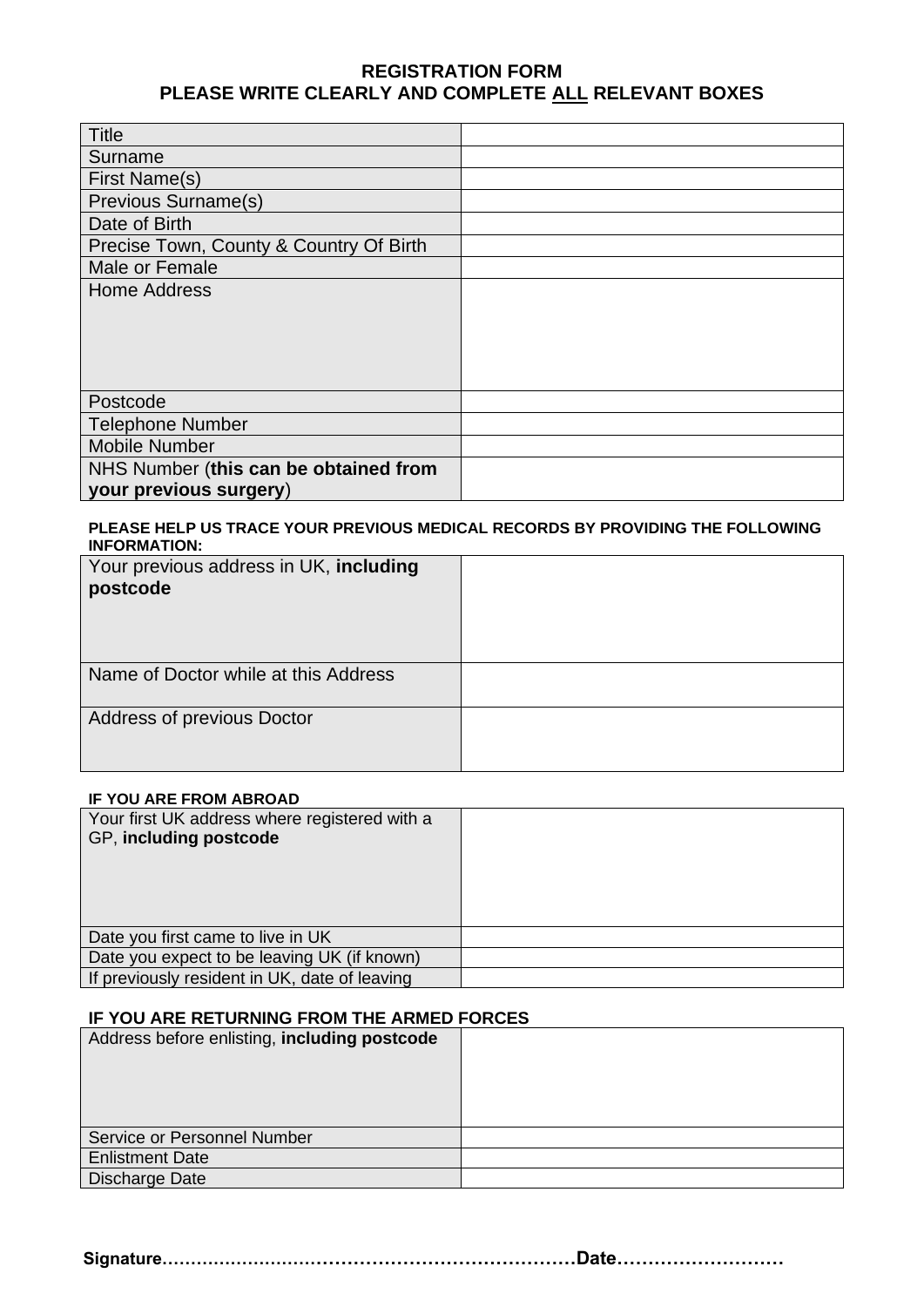## REGISTRATION FORM
## PLEASE WRITE CLEARLY AND COMPLETE ALL RELEVANT BOXES

| | |
|---|---|
| Title | |
| Surname | |
| First Name(s) | |
| Previous Surname(s) | |
| Date of Birth | |
| Precise Town, County & Country Of Birth | |
| Male or Female | |
| Home Address | |
| Postcode | |
| Telephone Number | |
| Mobile Number | |
| NHS Number (**this can be obtained from your previous surgery**) | |

**PLEASE HELP US TRACE YOUR PREVIOUS MEDICAL RECORDS BY PROVIDING THE FOLLOWING INFORMATION:**

| | |
|---|---|
| Your previous address in UK, **including postcode** | |
| Name of Doctor while at this Address | |
| Address of previous Doctor | |

**IF YOU ARE FROM ABROAD**

| | |
|---|---|
| Your first UK address where registered with a GP, **including postcode** | |
| Date you first came to live in UK | |
| Date you expect to be leaving UK (if known) | |
| If previously resident in UK, date of leaving | |

**IF YOU ARE RETURNING FROM THE ARMED FORCES**

| | |
|---|---|
| Address before enlisting, **including postcode** | |
| Service or Personnel Number | |
| Enlistment Date | |
| Discharge Date | |

**Signature……………………………………………………………Date………………………**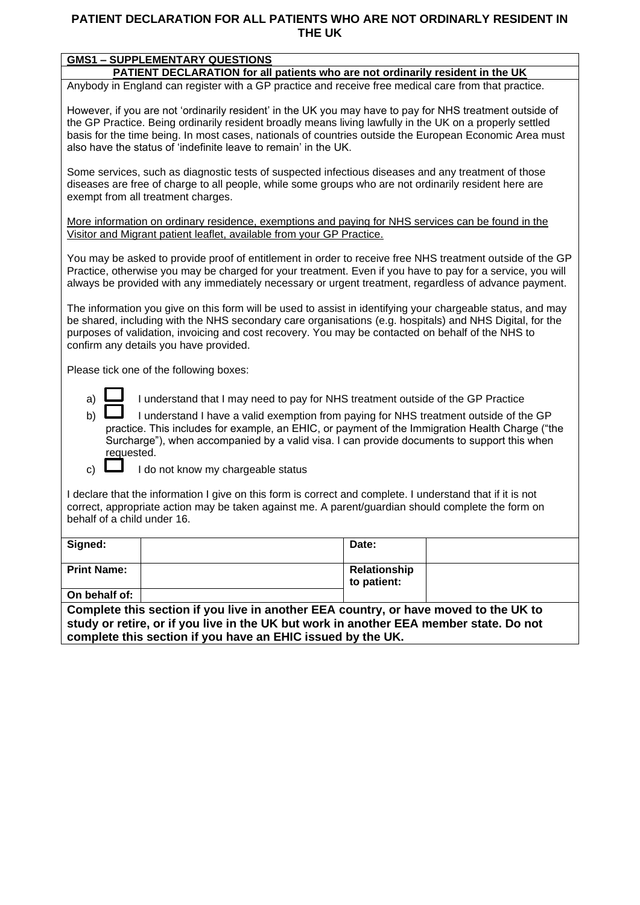# PATIENT DECLARATION FOR ALL PATIENTS WHO ARE NOT ORDINARLY RESIDENT IN THE UK

**GMS1 – SUPPLEMENTARY QUESTIONS**

**PATIENT DECLARATION for all patients who are not ordinarily resident in the UK**

Anybody in England can register with a GP practice and receive free medical care from that practice.

However, if you are not 'ordinarily resident' in the UK you may have to pay for NHS treatment outside of the GP Practice. Being ordinarily resident broadly means living lawfully in the UK on a properly settled basis for the time being. In most cases, nationals of countries outside the European Economic Area must also have the status of 'indefinite leave to remain' in the UK.

Some services, such as diagnostic tests of suspected infectious diseases and any treatment of those diseases are free of charge to all people, while some groups who are not ordinarily resident here are exempt from all treatment charges.

More information on ordinary residence, exemptions and paying for NHS services can be found in the Visitor and Migrant patient leaflet, available from your GP Practice.

You may be asked to provide proof of entitlement in order to receive free NHS treatment outside of the GP Practice, otherwise you may be charged for your treatment. Even if you have to pay for a service, you will always be provided with any immediately necessary or urgent treatment, regardless of advance payment.

The information you give on this form will be used to assist in identifying your chargeable status, and may be shared, including with the NHS secondary care organisations (e.g. hospitals) and NHS Digital, for the purposes of validation, invoicing and cost recovery. You may be contacted on behalf of the NHS to confirm any details you have provided.

Please tick one of the following boxes:

a) ☐ I understand that I may need to pay for NHS treatment outside of the GP Practice

b) ☐ I understand I have a valid exemption from paying for NHS treatment outside of the GP practice. This includes for example, an EHIC, or payment of the Immigration Health Charge ("the Surcharge"), when accompanied by a valid visa. I can provide documents to support this when requested.

c) ☐ I do not know my chargeable status

I declare that the information I give on this form is correct and complete. I understand that if it is not correct, appropriate action may be taken against me. A parent/guardian should complete the form on behalf of a child under 16.

| **Signed:** | | **Date:** | |
|---|---|---|---|
| **Print Name:** | | **Relationship to patient:** | |
| **On behalf of:** | | | |

**Complete this section if you live in another EEA country, or have moved to the UK to study or retire, or if you live in the UK but work in another EEA member state. Do not complete this section if you have an EHIC issued by the UK.**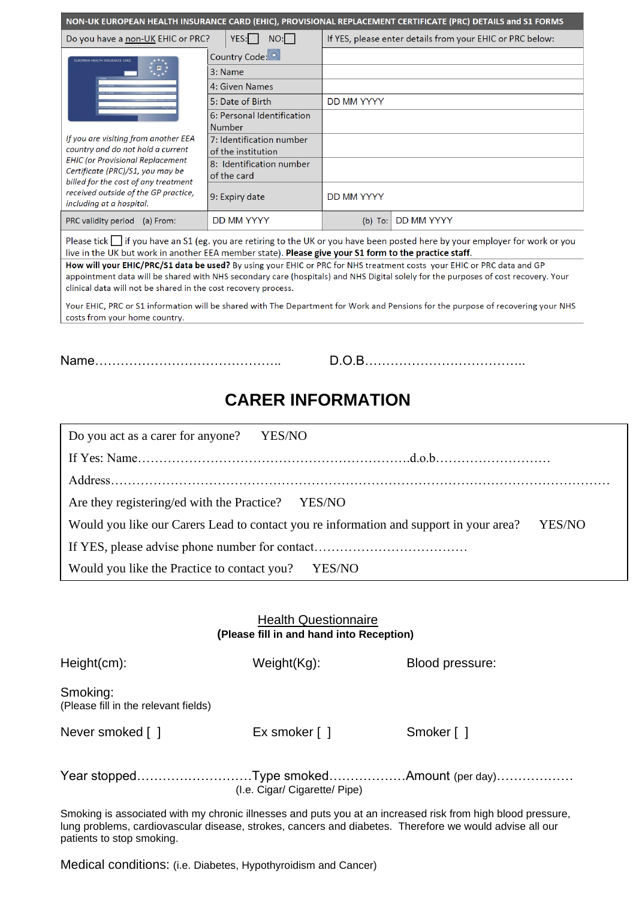| NON-UK EUROPEAN HEALTH INSURANCE CARD (EHIC), PROVISIONAL REPLACEMENT CERTIFICATE (PRC) DETAILS and S1 FORMS | | | |
|---|---|---|---|
| Do you have a non-UK EHIC or PRC? | YES: ☐ NO: ☐ | If YES, please enter details from your EHIC or PRC below: | |
| *If you are visiting from another EEA country and do not hold a current EHIC (or Provisional Replacement Certificate (PRC)/S1, you may be billed for the cost of any treatment received outside of the GP practice, including at a hospital.* | Country Code: | | |
| | 3: Name | | |
| | 4: Given Names | | |
| | 5: Date of Birth | DD MM YYYY | |
| | 6: Personal Identification Number | | |
| | 7: Identification number of the institution | | |
| | 8: Identification number of the card | | |
| | 9: Expiry date | DD MM YYYY | |
| PRC validity period (a) From: | DD MM YYYY | (b) To: | DD MM YYYY |

Please tick ☐ if you have an S1 (eg. you are retiring to the UK or you have been posted here by your employer for work or you live in the UK but work in another EEA member state). **Please give your S1 form to the practice staff**.

**How will your EHIC/PRC/S1 data be used?** By using your EHIC or PRC for NHS treatment costs your EHIC or PRC data and GP appointment data will be shared with NHS secondary care (hospitals) and NHS Digital solely for the purposes of cost recovery. Your clinical data will not be shared in the cost recovery process.

Your EHIC, PRC or S1 information will be shared with The Department for Work and Pensions for the purpose of recovering your NHS costs from your home country.

Name…………………………………….. D.O.B………………………………..

# CARER INFORMATION

Do you act as a carer for anyone? YES/NO

If Yes: Name……………………………………………………….d.o.b………………………

Address………………………………………………………………………………………………

Are they registering/ed with the Practice? YES/NO

Would you like our Carers Lead to contact you re information and support in your area? YES/NO

If YES, please advise phone number for contact………………………………

Would you like the Practice to contact you? YES/NO

## Health Questionnaire

**(Please fill in and hand into Reception)**

Height(cm): Weight(Kg): Blood pressure:

Smoking:
(Please fill in the relevant fields)

Never smoked [ ] Ex smoker [ ] Smoker [ ]

Year stopped………………………Type smoked………………Amount (per day)………………
(I.e. Cigar/ Cigarette/ Pipe)

Smoking is associated with my chronic illnesses and puts you at an increased risk from high blood pressure, lung problems, cardiovascular disease, strokes, cancers and diabetes. Therefore we would advise all our patients to stop smoking.

Medical conditions: (i.e. Diabetes, Hypothyroidism and Cancer)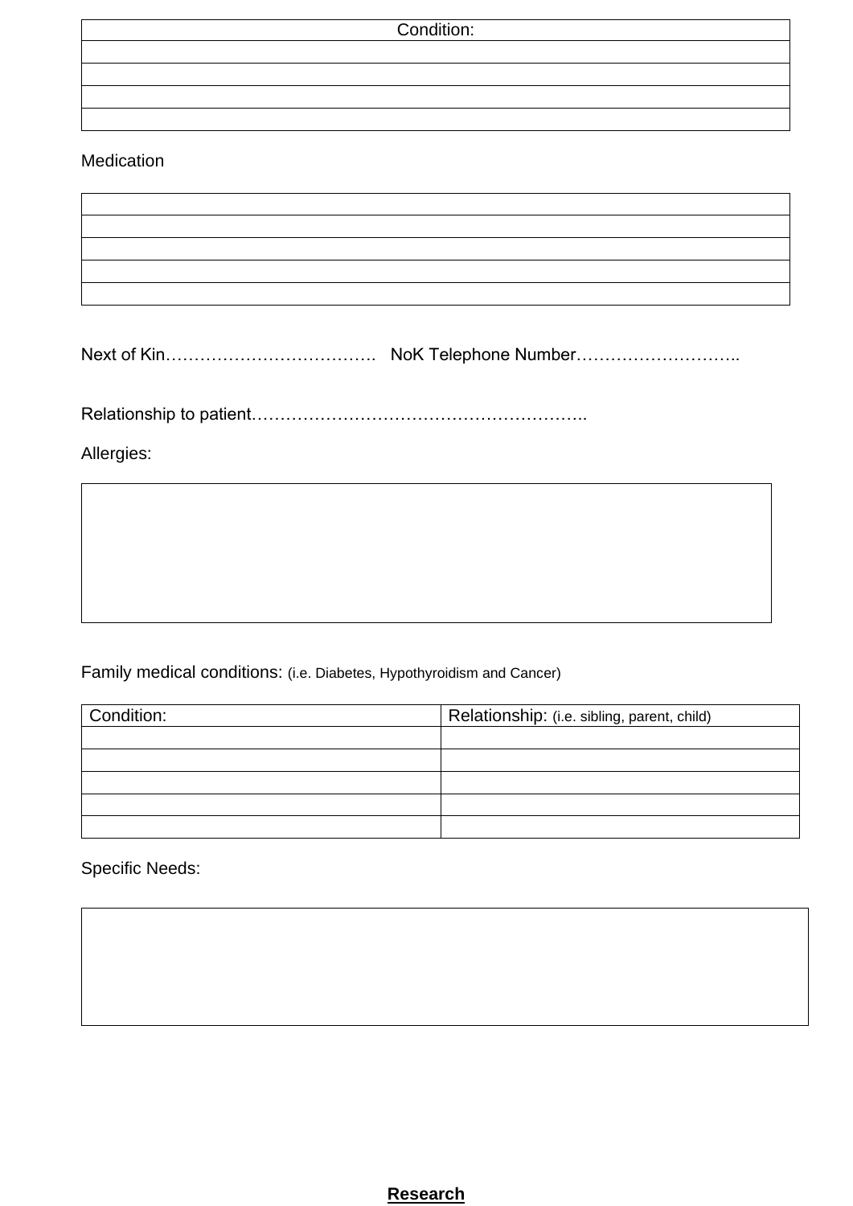| Condition: |
| --- |
| |
| |
| |
| |

Medication

| |
| --- |
| |
| |
| |
| |

Next of Kin……………………………….   NoK Telephone Number………………………..

Relationship to patient…………………………………………………..

Allergies:

| |
| --- |

Family medical conditions: (i.e. Diabetes, Hypothyroidism and Cancer)

| Condition: | Relationship: (i.e. sibling, parent, child) |
| --- | --- |
| | |
| | |
| | |
| | |
| | |

Specific Needs:

| |
| --- |

**Research**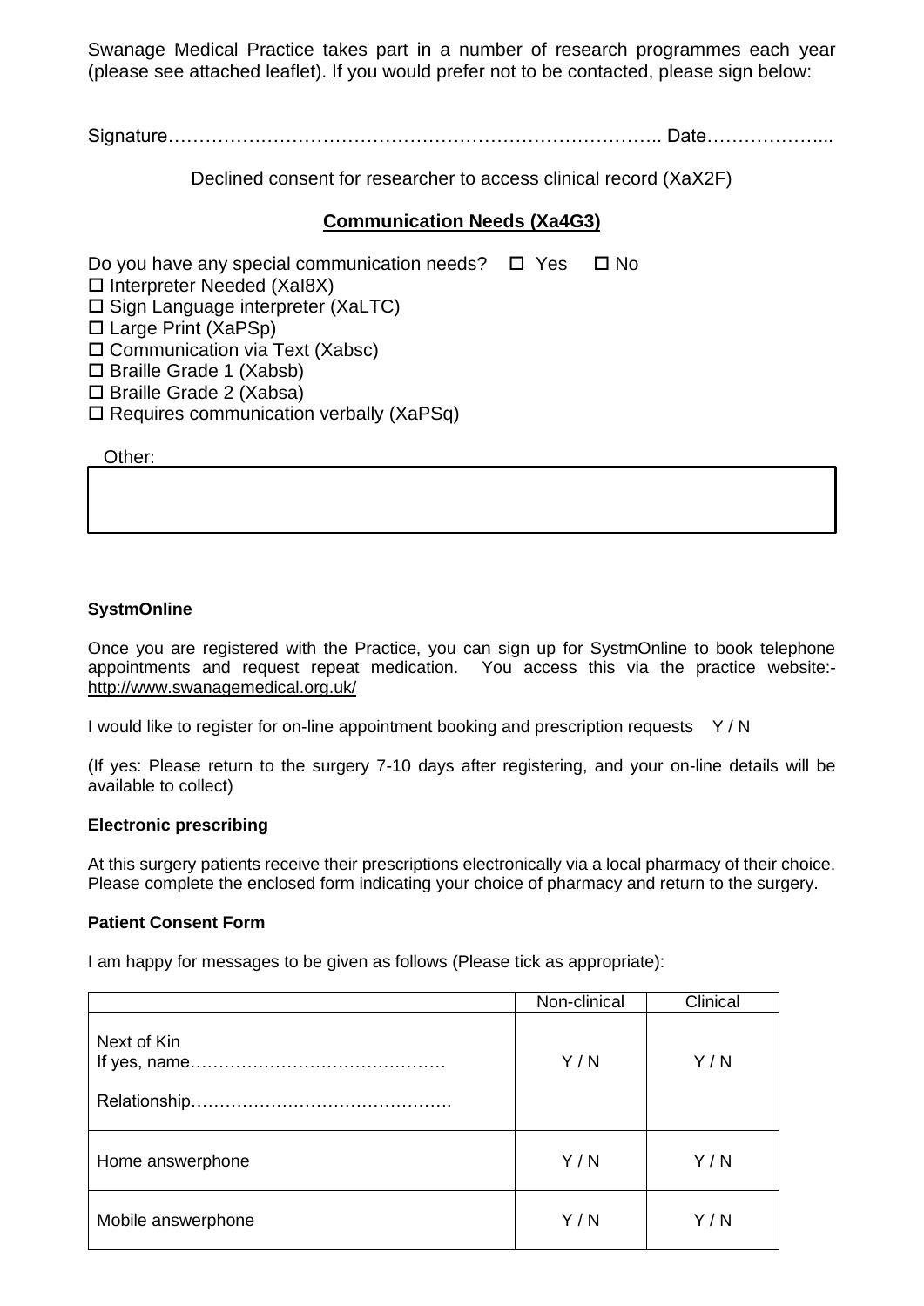Swanage Medical Practice takes part in a number of research programmes each year (please see attached leaflet). If you would prefer not to be contacted, please sign below:

Signature………………………………………………………………….. Date………………...

Declined consent for researcher to access clinical record (XaX2F)

**Communication Needs (Xa4G3)**

Do you have any special communication needs? ☐ Yes ☐ No

☐ Interpreter Needed (XaI8X)
☐ Sign Language interpreter (XaLTC)
☐ Large Print (XaPSp)
☐ Communication via Text (Xabsc)
☐ Braille Grade 1 (Xabsb)
☐ Braille Grade 2 (Xabsa)
☐ Requires communication verbally (XaPSq)

Other:

**SystmOnline**

Once you are registered with the Practice, you can sign up for SystmOnline to book telephone appointments and request repeat medication. You access this via the practice website:- http://www.swanagemedical.org.uk/

I would like to register for on-line appointment booking and prescription requests Y / N

(If yes: Please return to the surgery 7-10 days after registering, and your on-line details will be available to collect)

**Electronic prescribing**

At this surgery patients receive their prescriptions electronically via a local pharmacy of their choice. Please complete the enclosed form indicating your choice of pharmacy and return to the surgery.

**Patient Consent Form**

I am happy for messages to be given as follows (Please tick as appropriate):

| | Non-clinical | Clinical |
|---|---|---|
| Next of Kin<br>If yes, name………………………………………<br>Relationship………………………………………. | Y / N | Y / N |
| Home answerphone | Y / N | Y / N |
| Mobile answerphone | Y / N | Y / N |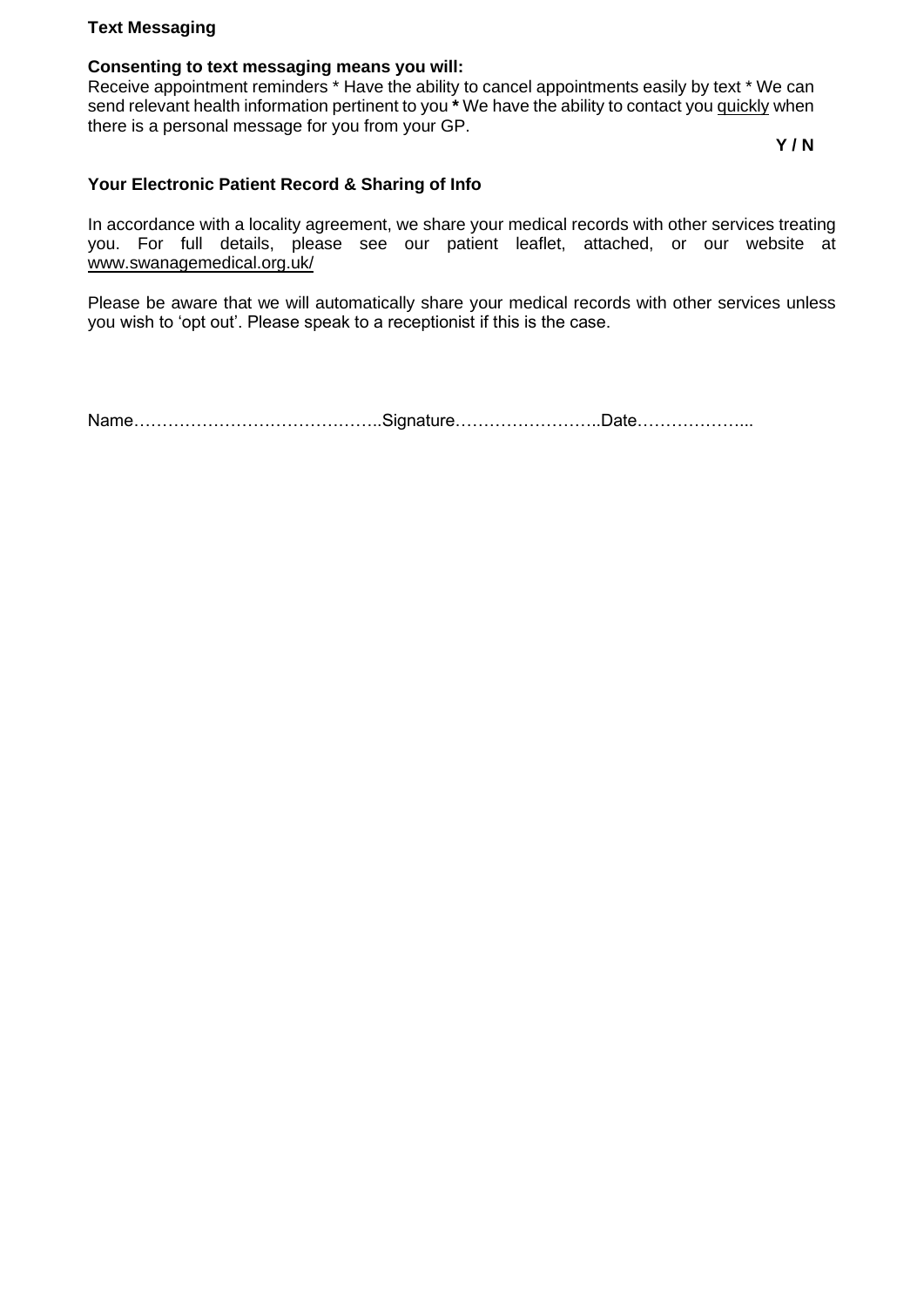**Text Messaging**

**Consenting to text messaging means you will:**

Receive appointment reminders * Have the ability to cancel appointments easily by text * We can send relevant health information pertinent to you * We have the ability to contact you quickly when there is a personal message for you from your GP.

**Y / N**

**Your Electronic Patient Record & Sharing of Info**

In accordance with a locality agreement, we share your medical records with other services treating you. For full details, please see our patient leaflet, attached, or our website at www.swanagemedical.org.uk/

Please be aware that we will automatically share your medical records with other services unless you wish to 'opt out'. Please speak to a receptionist if this is the case.

Name……………………………………..Signature……………………..Date………………...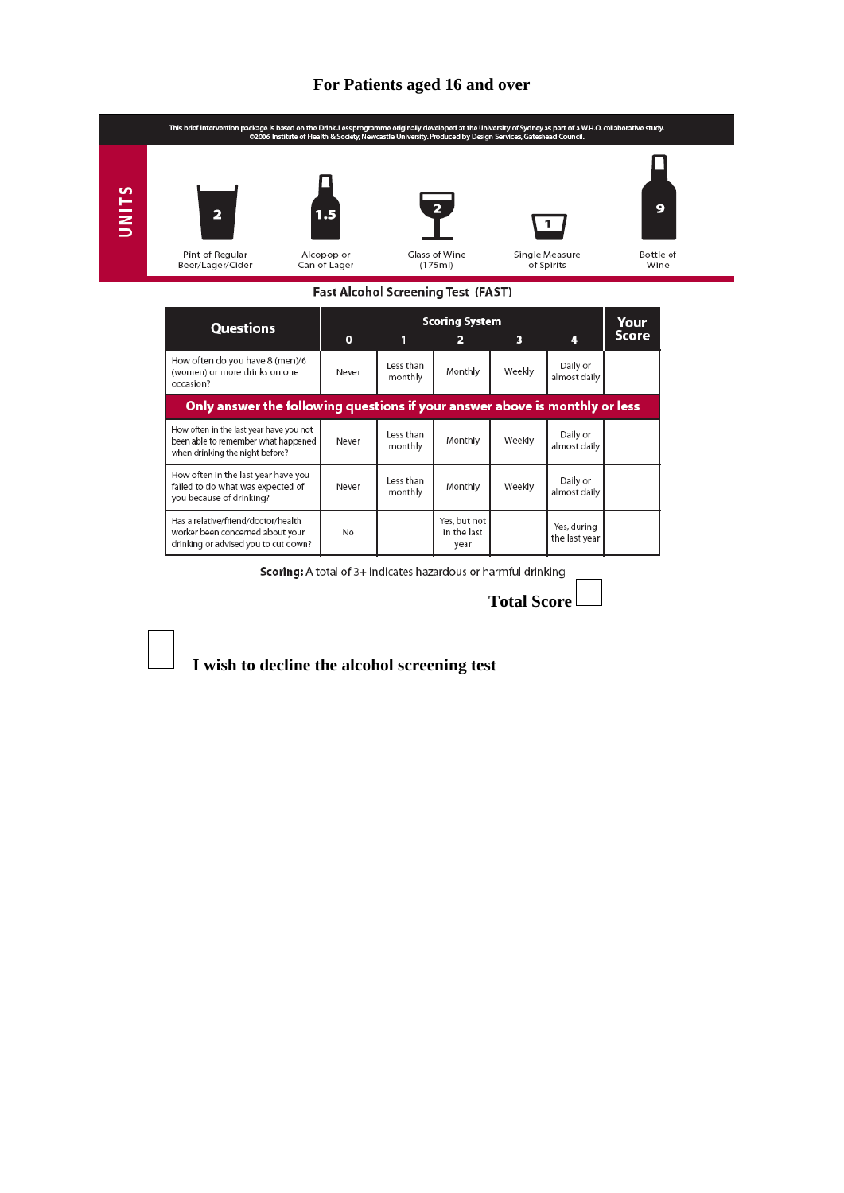## For Patients aged 16 and over

This brief intervention package is based on the Drink-Less programme originally developed at the University of Sydney as part of a W.H.O. collaborative study.
©2006 Institute of Health & Society, Newcastle University. Produced by Design Services, Gateshead Council.

**UNITS**

| Pint of Regular Beer/Lager/Cider | Alcopop or Can of Lager | Glass of Wine (175ml) | Single Measure of Spirits | Bottle of Wine |
|---|---|---|---|---|
| 2 | 1.5 | 2 | 1 | 9 |

### Fast Alcohol Screening Test (FAST)

| Questions | Scoring System 0 | 1 | 2 | 3 | 4 | Your Score |
|---|---|---|---|---|---|---|
| How often do you have 8 (men)/6 (women) or more drinks on one occasion? | Never | Less than monthly | Monthly | Weekly | Daily or almost daily | |
| **Only answer the following questions if your answer above is monthly or less** | | | | | | |
| How often in the last year have you not been able to remember what happened when drinking the night before? | Never | Less than monthly | Monthly | Weekly | Daily or almost daily | |
| How often in the last year have you failed to do what was expected of you because of drinking? | Never | Less than monthly | Monthly | Weekly | Daily or almost daily | |
| Has a relative/friend/doctor/health worker been concerned about your drinking or advised you to cut down? | No | | Yes, but not in the last year | | Yes, during the last year | |

**Scoring:** A total of 3+ indicates hazardous or harmful drinking

**Total Score** ☐

☐ **I wish to decline the alcohol screening test**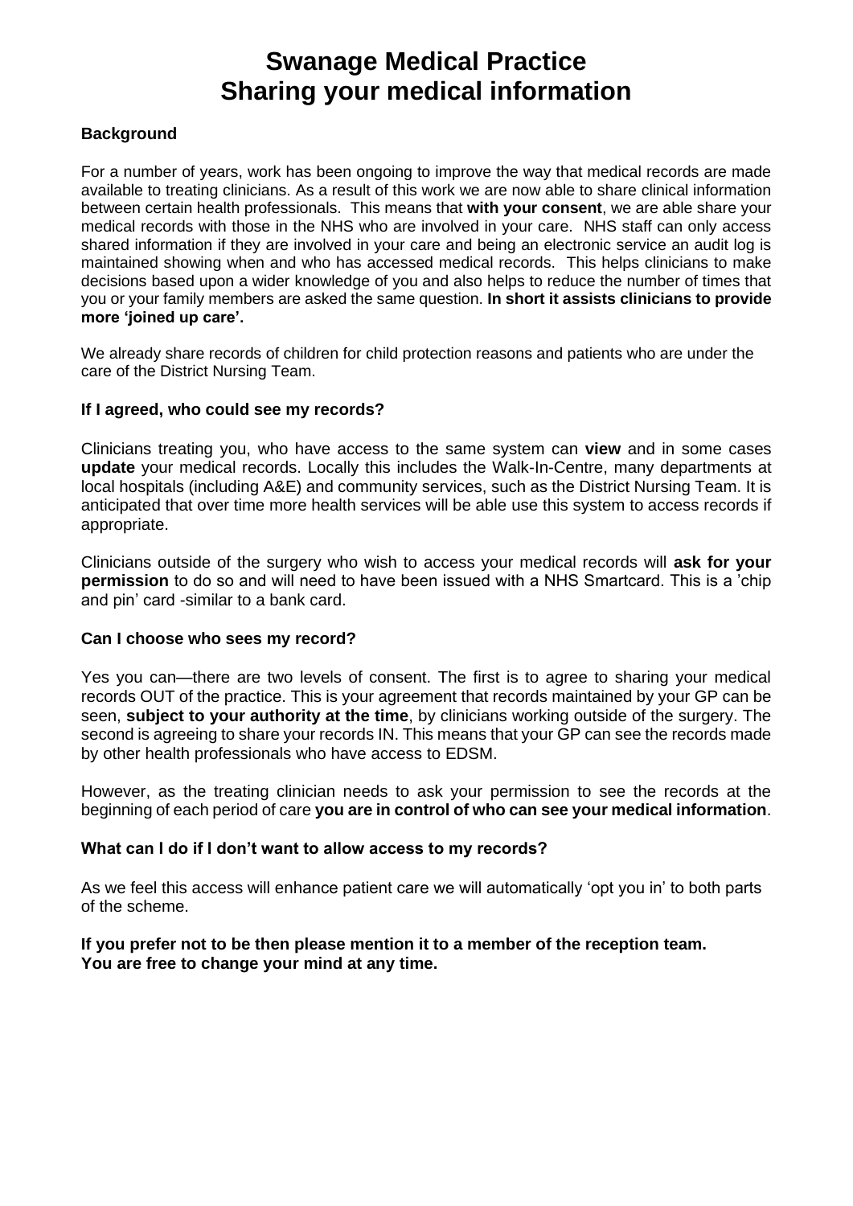# Swanage Medical Practice
# Sharing your medical information

### Background

For a number of years, work has been ongoing to improve the way that medical records are made available to treating clinicians. As a result of this work we are now able to share clinical information between certain health professionals. This means that **with your consent**, we are able share your medical records with those in the NHS who are involved in your care. NHS staff can only access shared information if they are involved in your care and being an electronic service an audit log is maintained showing when and who has accessed medical records. This helps clinicians to make decisions based upon a wider knowledge of you and also helps to reduce the number of times that you or your family members are asked the same question. **In short it assists clinicians to provide more 'joined up care'.**

We already share records of children for child protection reasons and patients who are under the care of the District Nursing Team.

### If I agreed, who could see my records?

Clinicians treating you, who have access to the same system can **view** and in some cases **update** your medical records. Locally this includes the Walk-In-Centre, many departments at local hospitals (including A&E) and community services, such as the District Nursing Team. It is anticipated that over time more health services will be able use this system to access records if appropriate.

Clinicians outside of the surgery who wish to access your medical records will **ask for your permission** to do so and will need to have been issued with a NHS Smartcard. This is a 'chip and pin' card -similar to a bank card.

### Can I choose who sees my record?

Yes you can—there are two levels of consent. The first is to agree to sharing your medical records OUT of the practice. This is your agreement that records maintained by your GP can be seen, **subject to your authority at the time**, by clinicians working outside of the surgery. The second is agreeing to share your records IN. This means that your GP can see the records made by other health professionals who have access to EDSM.

However, as the treating clinician needs to ask your permission to see the records at the beginning of each period of care **you are in control of who can see your medical information**.

### What can I do if I don't want to allow access to my records?

As we feel this access will enhance patient care we will automatically 'opt you in' to both parts of the scheme.

**If you prefer not to be then please mention it to a member of the reception team.**
**You are free to change your mind at any time.**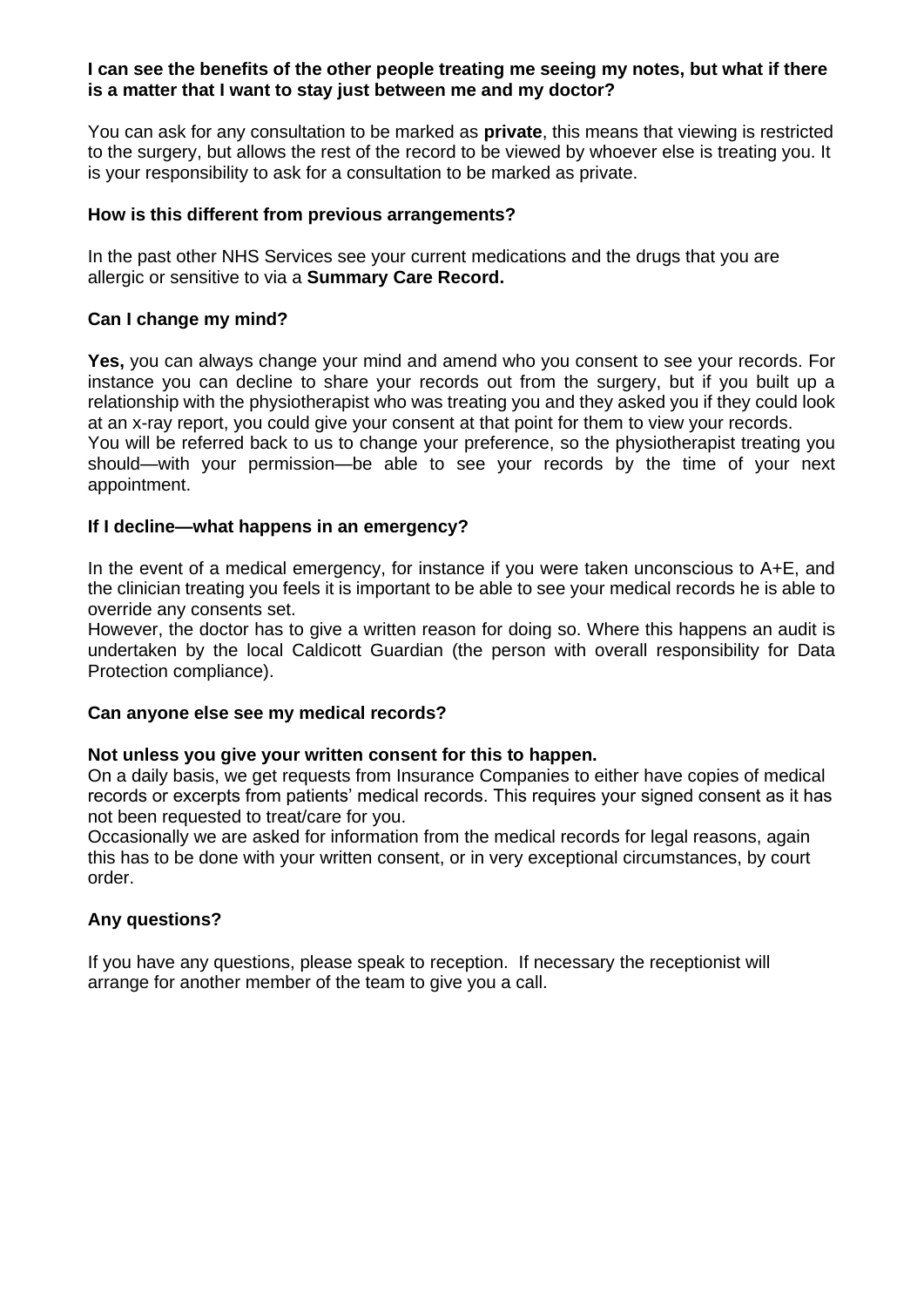**I can see the benefits of the other people treating me seeing my notes, but what if there is a matter that I want to stay just between me and my doctor?**

You can ask for any consultation to be marked as **private**, this means that viewing is restricted to the surgery, but allows the rest of the record to be viewed by whoever else is treating you. It is your responsibility to ask for a consultation to be marked as private.

**How is this different from previous arrangements?**

In the past other NHS Services see your current medications and the drugs that you are allergic or sensitive to via a **Summary Care Record.**

**Can I change my mind?**

**Yes,** you can always change your mind and amend who you consent to see your records. For instance you can decline to share your records out from the surgery, but if you built up a relationship with the physiotherapist who was treating you and they asked you if they could look at an x-ray report, you could give your consent at that point for them to view your records.
You will be referred back to us to change your preference, so the physiotherapist treating you should—with your permission—be able to see your records by the time of your next appointment.

**If I decline—what happens in an emergency?**

In the event of a medical emergency, for instance if you were taken unconscious to A+E, and the clinician treating you feels it is important to be able to see your medical records he is able to override any consents set.
However, the doctor has to give a written reason for doing so. Where this happens an audit is undertaken by the local Caldicott Guardian (the person with overall responsibility for Data Protection compliance).

**Can anyone else see my medical records?**

**Not unless you give your written consent for this to happen.**
On a daily basis, we get requests from Insurance Companies to either have copies of medical records or excerpts from patients' medical records. This requires your signed consent as it has not been requested to treat/care for you.
Occasionally we are asked for information from the medical records for legal reasons, again this has to be done with your written consent, or in very exceptional circumstances, by court order.

**Any questions?**

If you have any questions, please speak to reception. If necessary the receptionist will arrange for another member of the team to give you a call.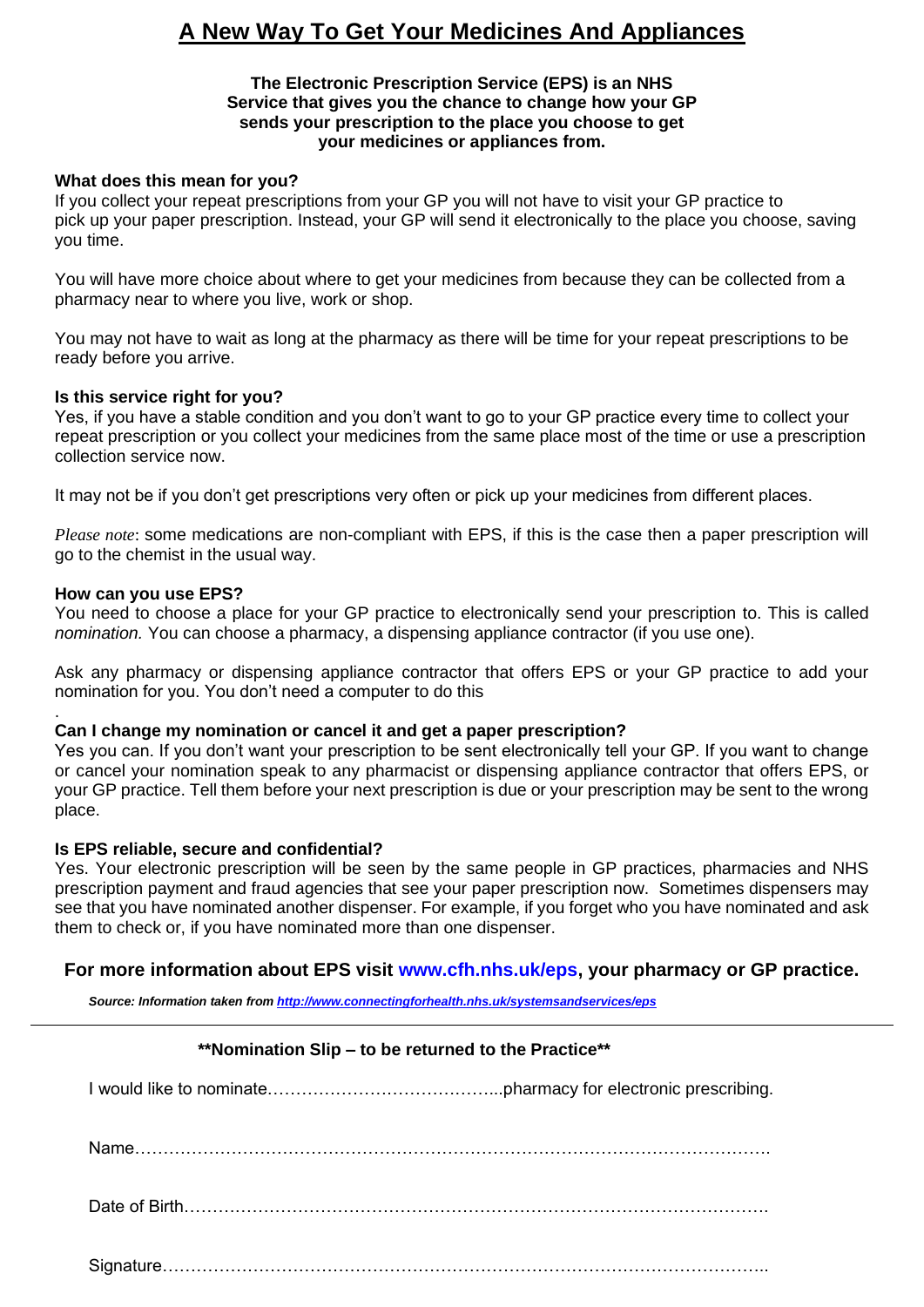# A New Way To Get Your Medicines And Appliances

**The Electronic Prescription Service (EPS) is an NHS Service that gives you the chance to change how your GP sends your prescription to the place you choose to get your medicines or appliances from.**

### What does this mean for you?

If you collect your repeat prescriptions from your GP you will not have to visit your GP practice to pick up your paper prescription. Instead, your GP will send it electronically to the place you choose, saving you time.

You will have more choice about where to get your medicines from because they can be collected from a pharmacy near to where you live, work or shop.

You may not have to wait as long at the pharmacy as there will be time for your repeat prescriptions to be ready before you arrive.

### Is this service right for you?

Yes, if you have a stable condition and you don't want to go to your GP practice every time to collect your repeat prescription or you collect your medicines from the same place most of the time or use a prescription collection service now.

It may not be if you don't get prescriptions very often or pick up your medicines from different places.

*Please note*: some medications are non-compliant with EPS, if this is the case then a paper prescription will go to the chemist in the usual way.

### How can you use EPS?

You need to choose a place for your GP practice to electronically send your prescription to. This is called *nomination.* You can choose a pharmacy, a dispensing appliance contractor (if you use one).

Ask any pharmacy or dispensing appliance contractor that offers EPS or your GP practice to add your nomination for you. You don't need a computer to do this

.

### Can I change my nomination or cancel it and get a paper prescription?

Yes you can. If you don't want your prescription to be sent electronically tell your GP. If you want to change or cancel your nomination speak to any pharmacist or dispensing appliance contractor that offers EPS, or your GP practice. Tell them before your next prescription is due or your prescription may be sent to the wrong place.

### Is EPS reliable, secure and confidential?

Yes. Your electronic prescription will be seen by the same people in GP practices, pharmacies and NHS prescription payment and fraud agencies that see your paper prescription now. Sometimes dispensers may see that you have nominated another dispenser. For example, if you forget who you have nominated and ask them to check or, if you have nominated more than one dispenser.

**For more information about EPS visit www.cfh.nhs.uk/eps, your pharmacy or GP practice.**

***Source: Information taken from http://www.connectingforhealth.nhs.uk/systemsandservices/eps***

---

**\*\*Nomination Slip – to be returned to the Practice\*\***

I would like to nominate………………….………….……...pharmacy for electronic prescribing.

Name……………………………………………………………………………………………….

Date of Birth……………………………………………………………………………………….

Signature…………………………………………………………………………………………..